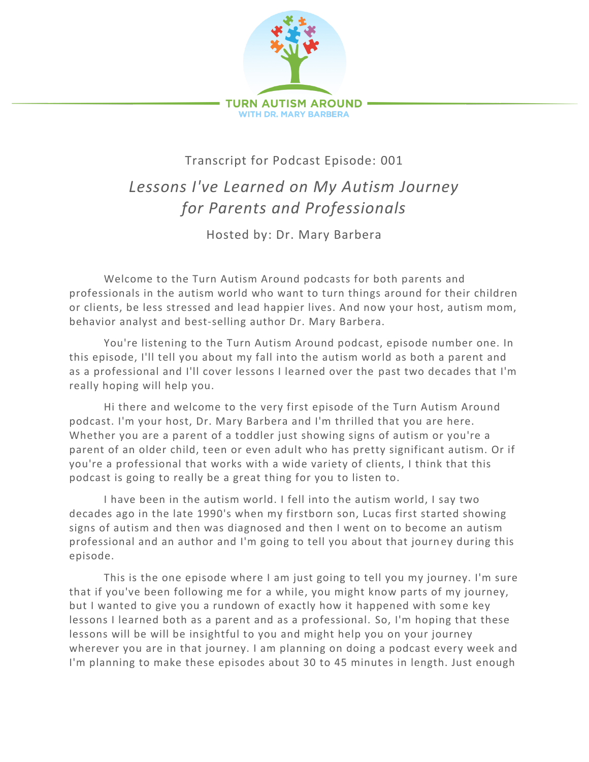TURN AUTISM AROUND
WITH DR. MARY BARBERA

Transcript for Podcast Episode: 001

# *Lessons I've Learned on My Autism Journey for Parents and Professionals*

Hosted by: Dr. Mary Barbera

Welcome to the Turn Autism Around podcasts for both parents and professionals in the autism world who want to turn things around for their children or clients, be less stressed and lead happier lives. And now your host, autism mom, behavior analyst and best-selling author Dr. Mary Barbera.

You're listening to the Turn Autism Around podcast, episode number one. In this episode, I'll tell you about my fall into the autism world as both a parent and as a professional and I'll cover lessons I learned over the past two decades that I'm really hoping will help you.

Hi there and welcome to the very first episode of the Turn Autism Around podcast. I'm your host, Dr. Mary Barbera and I'm thrilled that you are here. Whether you are a parent of a toddler just showing signs of autism or you're a parent of an older child, teen or even adult who has pretty significant autism. Or if you're a professional that works with a wide variety of clients, I think that this podcast is going to really be a great thing for you to listen to.

I have been in the autism world. I fell into the autism world, I say two decades ago in the late 1990's when my firstborn son, Lucas first started showing signs of autism and then was diagnosed and then I went on to become an autism professional and an author and I'm going to tell you about that journey during this episode.

This is the one episode where I am just going to tell you my journey. I'm sure that if you've been following me for a while, you might know parts of my journey, but I wanted to give you a rundown of exactly how it happened with some key lessons I learned both as a parent and as a professional. So, I'm hoping that these lessons will be will be insightful to you and might help you on your journey wherever you are in that journey. I am planning on doing a podcast every week and I'm planning to make these episodes about 30 to 45 minutes in length. Just enough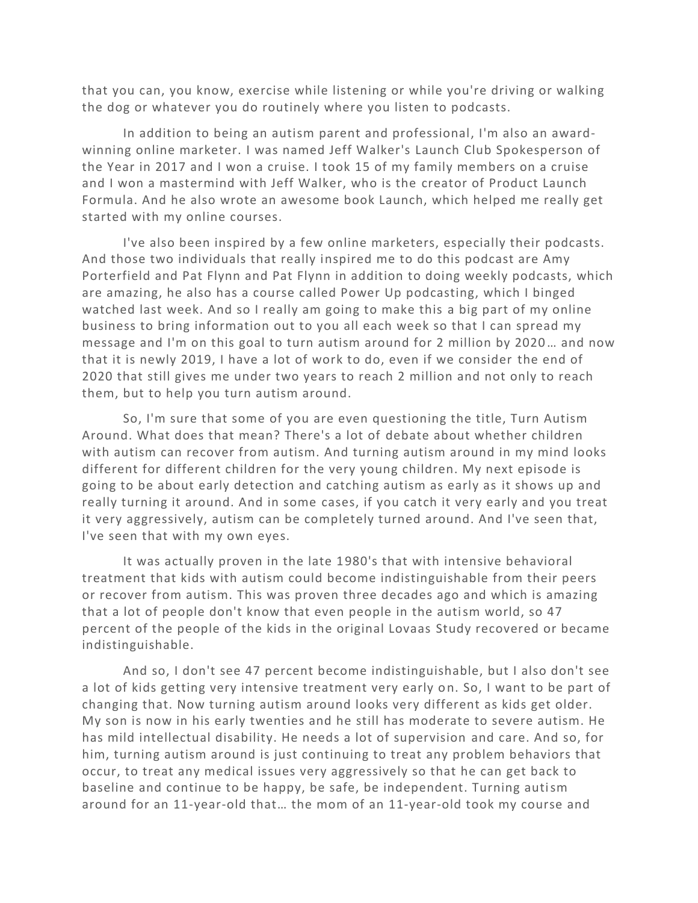that you can, you know, exercise while listening or while you're driving or walking the dog or whatever you do routinely where you listen to podcasts.

In addition to being an autism parent and professional, I'm also an award-winning online marketer. I was named Jeff Walker's Launch Club Spokesperson of the Year in 2017 and I won a cruise. I took 15 of my family members on a cruise and I won a mastermind with Jeff Walker, who is the creator of Product Launch Formula. And he also wrote an awesome book Launch, which helped me really get started with my online courses.

I've also been inspired by a few online marketers, especially their podcasts. And those two individuals that really inspired me to do this podcast are Amy Porterfield and Pat Flynn and Pat Flynn in addition to doing weekly podcasts, which are amazing, he also has a course called Power Up podcasting, which I binged watched last week. And so I really am going to make this a big part of my online business to bring information out to you all each week so that I can spread my message and I'm on this goal to turn autism around for 2 million by 2020… and now that it is newly 2019, I have a lot of work to do, even if we consider the end of 2020 that still gives me under two years to reach 2 million and not only to reach them, but to help you turn autism around.

So, I'm sure that some of you are even questioning the title, Turn Autism Around. What does that mean? There's a lot of debate about whether children with autism can recover from autism. And turning autism around in my mind looks different for different children for the very young children. My next episode is going to be about early detection and catching autism as early as it shows up and really turning it around. And in some cases, if you catch it very early and you treat it very aggressively, autism can be completely turned around. And I've seen that, I've seen that with my own eyes.

It was actually proven in the late 1980's that with intensive behavioral treatment that kids with autism could become indistinguishable from their peers or recover from autism. This was proven three decades ago and which is amazing that a lot of people don't know that even people in the autism world, so 47 percent of the people of the kids in the original Lovaas Study recovered or became indistinguishable.

And so, I don't see 47 percent become indistinguishable, but I also don't see a lot of kids getting very intensive treatment very early on. So, I want to be part of changing that. Now turning autism around looks very different as kids get older. My son is now in his early twenties and he still has moderate to severe autism. He has mild intellectual disability. He needs a lot of supervision and care. And so, for him, turning autism around is just continuing to treat any problem behaviors that occur, to treat any medical issues very aggressively so that he can get back to baseline and continue to be happy, be safe, be independent. Turning autism around for an 11-year-old that… the mom of an 11-year-old took my course and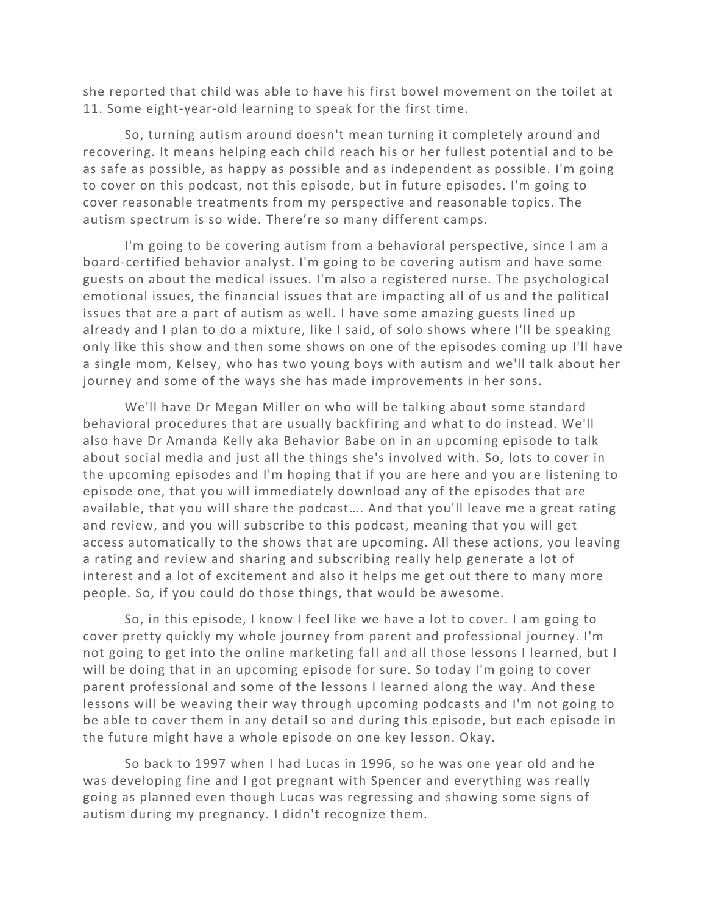she reported that child was able to have his first bowel movement on the toilet at 11. Some eight-year-old learning to speak for the first time.

So, turning autism around doesn't mean turning it completely around and recovering. It means helping each child reach his or her fullest potential and to be as safe as possible, as happy as possible and as independent as possible. I'm going to cover on this podcast, not this episode, but in future episodes. I'm going to cover reasonable treatments from my perspective and reasonable topics. The autism spectrum is so wide. There're so many different camps.

I'm going to be covering autism from a behavioral perspective, since I am a board-certified behavior analyst. I'm going to be covering autism and have some guests on about the medical issues. I'm also a registered nurse. The psychological emotional issues, the financial issues that are impacting all of us and the political issues that are a part of autism as well. I have some amazing guests lined up already and I plan to do a mixture, like I said, of solo shows where I'll be speaking only like this show and then some shows on one of the episodes coming up I'll have a single mom, Kelsey, who has two young boys with autism and we'll talk about her journey and some of the ways she has made improvements in her sons.

We'll have Dr Megan Miller on who will be talking about some standard behavioral procedures that are usually backfiring and what to do instead. We'll also have Dr Amanda Kelly aka Behavior Babe on in an upcoming episode to talk about social media and just all the things she's involved with. So, lots to cover in the upcoming episodes and I'm hoping that if you are here and you are listening to episode one, that you will immediately download any of the episodes that are available, that you will share the podcast…. And that you'll leave me a great rating and review, and you will subscribe to this podcast, meaning that you will get access automatically to the shows that are upcoming. All these actions, you leaving a rating and review and sharing and subscribing really help generate a lot of interest and a lot of excitement and also it helps me get out there to many more people. So, if you could do those things, that would be awesome.

So, in this episode, I know I feel like we have a lot to cover. I am going to cover pretty quickly my whole journey from parent and professional journey. I'm not going to get into the online marketing fall and all those lessons I learned, but I will be doing that in an upcoming episode for sure. So today I'm going to cover parent professional and some of the lessons I learned along the way. And these lessons will be weaving their way through upcoming podcasts and I'm not going to be able to cover them in any detail so and during this episode, but each episode in the future might have a whole episode on one key lesson. Okay.

So back to 1997 when I had Lucas in 1996, so he was one year old and he was developing fine and I got pregnant with Spencer and everything was really going as planned even though Lucas was regressing and showing some signs of autism during my pregnancy. I didn't recognize them.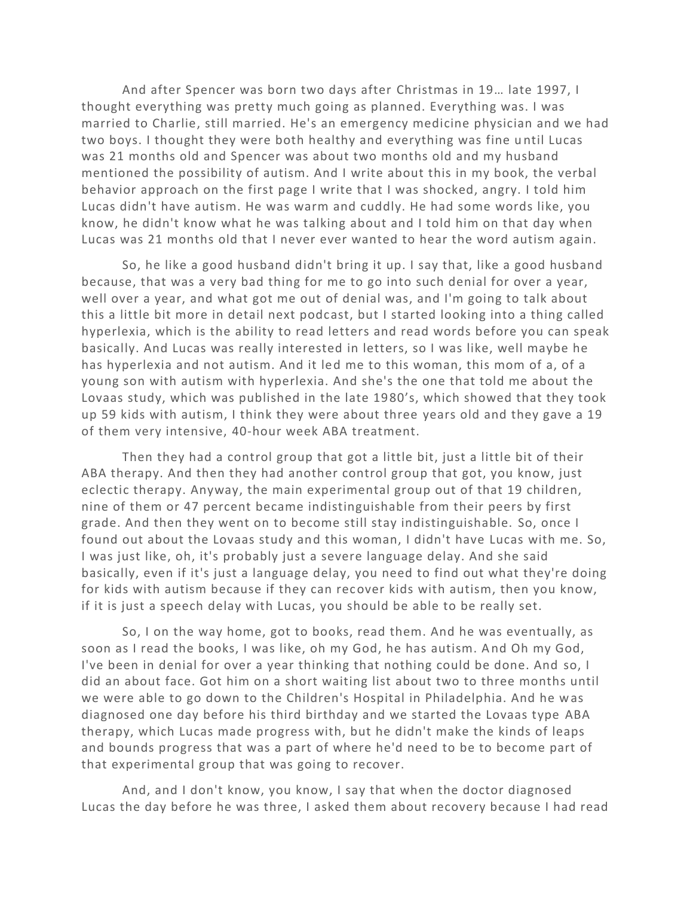And after Spencer was born two days after Christmas in 19… late 1997, I thought everything was pretty much going as planned. Everything was. I was married to Charlie, still married. He's an emergency medicine physician and we had two boys. I thought they were both healthy and everything was fine until Lucas was 21 months old and Spencer was about two months old and my husband mentioned the possibility of autism. And I write about this in my book, the verbal behavior approach on the first page I write that I was shocked, angry. I told him Lucas didn't have autism. He was warm and cuddly. He had some words like, you know, he didn't know what he was talking about and I told him on that day when Lucas was 21 months old that I never ever wanted to hear the word autism again.

So, he like a good husband didn't bring it up. I say that, like a good husband because, that was a very bad thing for me to go into such denial for over a year, well over a year, and what got me out of denial was, and I'm going to talk about this a little bit more in detail next podcast, but I started looking into a thing called hyperlexia, which is the ability to read letters and read words before you can speak basically. And Lucas was really interested in letters, so I was like, well maybe he has hyperlexia and not autism. And it led me to this woman, this mom of a, of a young son with autism with hyperlexia. And she's the one that told me about the Lovaas study, which was published in the late 1980's, which showed that they took up 59 kids with autism, I think they were about three years old and they gave a 19 of them very intensive, 40-hour week ABA treatment.

Then they had a control group that got a little bit, just a little bit of their ABA therapy. And then they had another control group that got, you know, just eclectic therapy. Anyway, the main experimental group out of that 19 children, nine of them or 47 percent became indistinguishable from their peers by first grade. And then they went on to become still stay indistinguishable. So, once I found out about the Lovaas study and this woman, I didn't have Lucas with me. So, I was just like, oh, it's probably just a severe language delay. And she said basically, even if it's just a language delay, you need to find out what they're doing for kids with autism because if they can recover kids with autism, then you know, if it is just a speech delay with Lucas, you should be able to be really set.

So, I on the way home, got to books, read them. And he was eventually, as soon as I read the books, I was like, oh my God, he has autism. And Oh my God, I've been in denial for over a year thinking that nothing could be done. And so, I did an about face. Got him on a short waiting list about two to three months until we were able to go down to the Children's Hospital in Philadelphia. And he was diagnosed one day before his third birthday and we started the Lovaas type ABA therapy, which Lucas made progress with, but he didn't make the kinds of leaps and bounds progress that was a part of where he'd need to be to become part of that experimental group that was going to recover.

And, and I don't know, you know, I say that when the doctor diagnosed Lucas the day before he was three, I asked them about recovery because I had read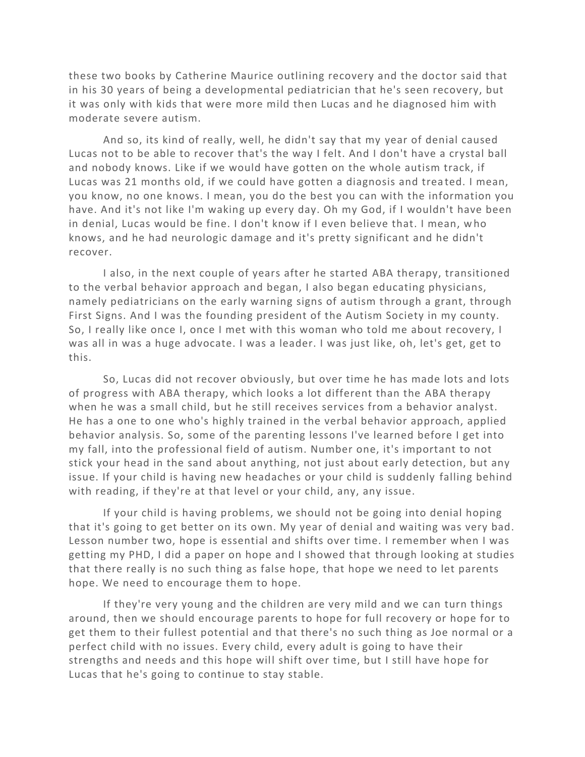these two books by Catherine Maurice outlining recovery and the doctor said that in his 30 years of being a developmental pediatrician that he's seen recovery, but it was only with kids that were more mild then Lucas and he diagnosed him with moderate severe autism.

And so, its kind of really, well, he didn't say that my year of denial caused Lucas not to be able to recover that's the way I felt. And I don't have a crystal ball and nobody knows. Like if we would have gotten on the whole autism track, if Lucas was 21 months old, if we could have gotten a diagnosis and treated. I mean, you know, no one knows. I mean, you do the best you can with the information you have. And it's not like I'm waking up every day. Oh my God, if I wouldn't have been in denial, Lucas would be fine. I don't know if I even believe that. I mean, who knows, and he had neurologic damage and it's pretty significant and he didn't recover.

I also, in the next couple of years after he started ABA therapy, transitioned to the verbal behavior approach and began, I also began educating physicians, namely pediatricians on the early warning signs of autism through a grant, through First Signs. And I was the founding president of the Autism Society in my county. So, I really like once I, once I met with this woman who told me about recovery, I was all in was a huge advocate. I was a leader. I was just like, oh, let's get, get to this.

So, Lucas did not recover obviously, but over time he has made lots and lots of progress with ABA therapy, which looks a lot different than the ABA therapy when he was a small child, but he still receives services from a behavior analyst. He has a one to one who's highly trained in the verbal behavior approach, applied behavior analysis. So, some of the parenting lessons I've learned before I get into my fall, into the professional field of autism. Number one, it's important to not stick your head in the sand about anything, not just about early detection, but any issue. If your child is having new headaches or your child is suddenly falling behind with reading, if they're at that level or your child, any, any issue.

If your child is having problems, we should not be going into denial hoping that it's going to get better on its own. My year of denial and waiting was very bad. Lesson number two, hope is essential and shifts over time. I remember when I was getting my PHD, I did a paper on hope and I showed that through looking at studies that there really is no such thing as false hope, that hope we need to let parents hope. We need to encourage them to hope.

If they're very young and the children are very mild and we can turn things around, then we should encourage parents to hope for full recovery or hope for to get them to their fullest potential and that there's no such thing as Joe normal or a perfect child with no issues. Every child, every adult is going to have their strengths and needs and this hope will shift over time, but I still have hope for Lucas that he's going to continue to stay stable.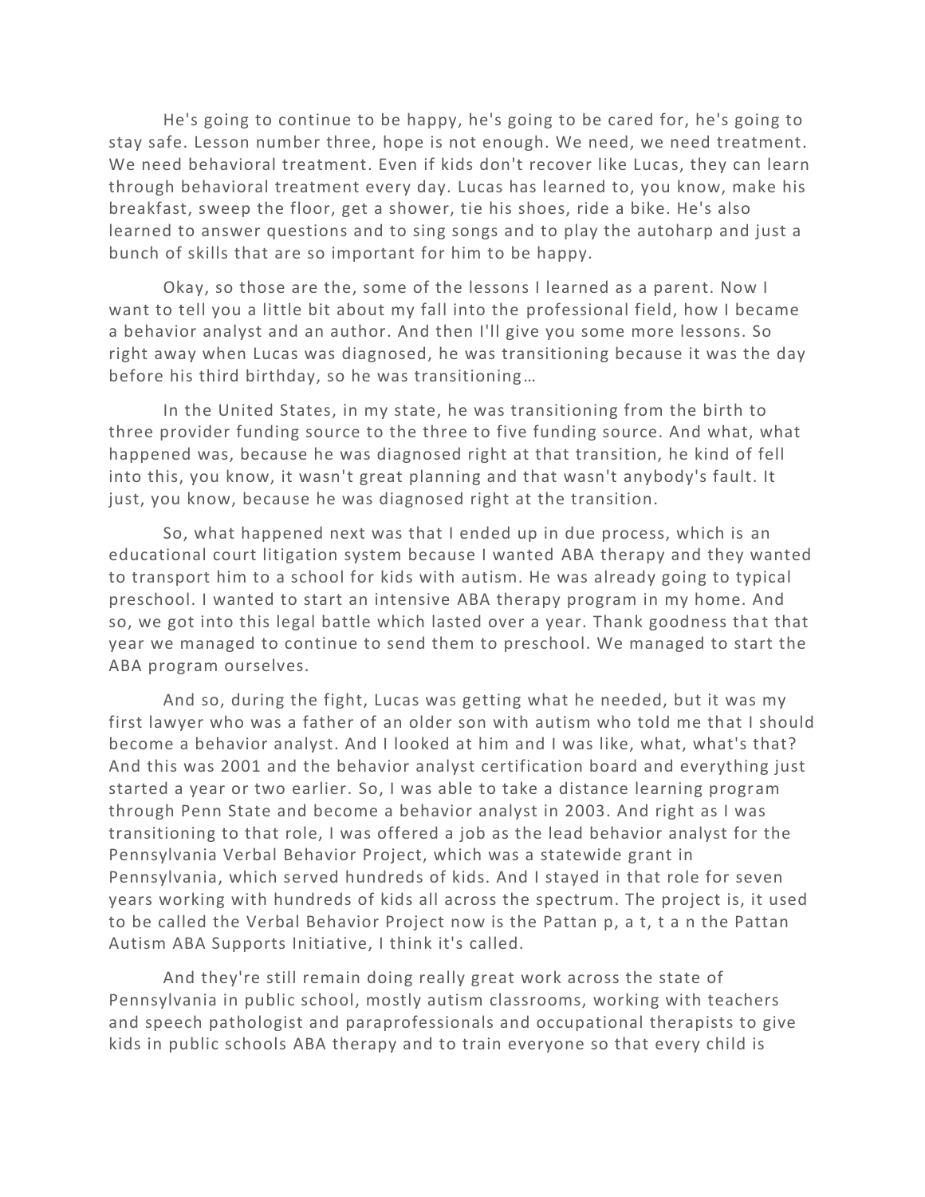He's going to continue to be happy, he's going to be cared for, he's going to stay safe. Lesson number three, hope is not enough. We need, we need treatment. We need behavioral treatment. Even if kids don't recover like Lucas, they can learn through behavioral treatment every day. Lucas has learned to, you know, make his breakfast, sweep the floor, get a shower, tie his shoes, ride a bike. He's also learned to answer questions and to sing songs and to play the autoharp and just a bunch of skills that are so important for him to be happy.

Okay, so those are the, some of the lessons I learned as a parent. Now I want to tell you a little bit about my fall into the professional field, how I became a behavior analyst and an author. And then I'll give you some more lessons. So right away when Lucas was diagnosed, he was transitioning because it was the day before his third birthday, so he was transitioning…

In the United States, in my state, he was transitioning from the birth to three provider funding source to the three to five funding source. And what, what happened was, because he was diagnosed right at that transition, he kind of fell into this, you know, it wasn't great planning and that wasn't anybody's fault. It just, you know, because he was diagnosed right at the transition.

So, what happened next was that I ended up in due process, which is an educational court litigation system because I wanted ABA therapy and they wanted to transport him to a school for kids with autism. He was already going to typical preschool. I wanted to start an intensive ABA therapy program in my home. And so, we got into this legal battle which lasted over a year. Thank goodness that that year we managed to continue to send them to preschool. We managed to start the ABA program ourselves.

And so, during the fight, Lucas was getting what he needed, but it was my first lawyer who was a father of an older son with autism who told me that I should become a behavior analyst. And I looked at him and I was like, what, what's that? And this was 2001 and the behavior analyst certification board and everything just started a year or two earlier. So, I was able to take a distance learning program through Penn State and become a behavior analyst in 2003. And right as I was transitioning to that role, I was offered a job as the lead behavior analyst for the Pennsylvania Verbal Behavior Project, which was a statewide grant in Pennsylvania, which served hundreds of kids. And I stayed in that role for seven years working with hundreds of kids all across the spectrum. The project is, it used to be called the Verbal Behavior Project now is the Pattan p, a t, t a n the Pattan Autism ABA Supports Initiative, I think it's called.

And they're still remain doing really great work across the state of Pennsylvania in public school, mostly autism classrooms, working with teachers and speech pathologist and paraprofessionals and occupational therapists to give kids in public schools ABA therapy and to train everyone so that every child is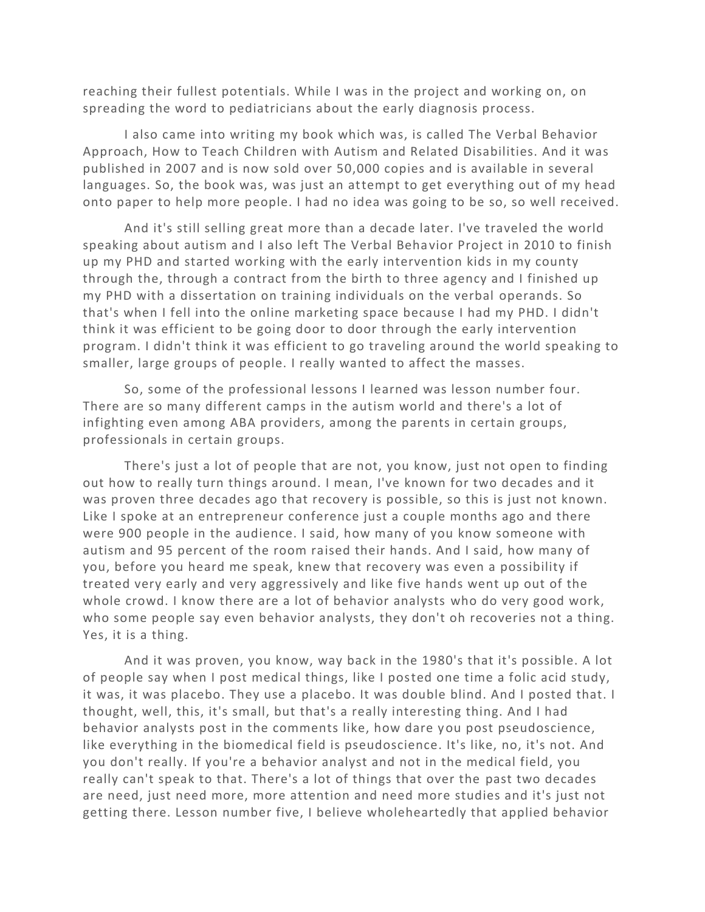reaching their fullest potentials. While I was in the project and working on, on spreading the word to pediatricians about the early diagnosis process.

I also came into writing my book which was, is called The Verbal Behavior Approach, How to Teach Children with Autism and Related Disabilities. And it was published in 2007 and is now sold over 50,000 copies and is available in several languages. So, the book was, was just an attempt to get everything out of my head onto paper to help more people. I had no idea was going to be so, so well received.

And it's still selling great more than a decade later. I've traveled the world speaking about autism and I also left The Verbal Behavior Project in 2010 to finish up my PHD and started working with the early intervention kids in my county through the, through a contract from the birth to three agency and I finished up my PHD with a dissertation on training individuals on the verbal operands. So that's when I fell into the online marketing space because I had my PHD. I didn't think it was efficient to be going door to door through the early intervention program. I didn't think it was efficient to go traveling around the world speaking to smaller, large groups of people. I really wanted to affect the masses.

So, some of the professional lessons I learned was lesson number four. There are so many different camps in the autism world and there's a lot of infighting even among ABA providers, among the parents in certain groups, professionals in certain groups.

There's just a lot of people that are not, you know, just not open to finding out how to really turn things around. I mean, I've known for two decades and it was proven three decades ago that recovery is possible, so this is just not known. Like I spoke at an entrepreneur conference just a couple months ago and there were 900 people in the audience. I said, how many of you know someone with autism and 95 percent of the room raised their hands. And I said, how many of you, before you heard me speak, knew that recovery was even a possibility if treated very early and very aggressively and like five hands went up out of the whole crowd. I know there are a lot of behavior analysts who do very good work, who some people say even behavior analysts, they don't oh recoveries not a thing. Yes, it is a thing.

And it was proven, you know, way back in the 1980's that it's possible. A lot of people say when I post medical things, like I posted one time a folic acid study, it was, it was placebo. They use a placebo. It was double blind. And I posted that. I thought, well, this, it's small, but that's a really interesting thing. And I had behavior analysts post in the comments like, how dare you post pseudoscience, like everything in the biomedical field is pseudoscience. It's like, no, it's not. And you don't really. If you're a behavior analyst and not in the medical field, you really can't speak to that. There's a lot of things that over the past two decades are need, just need more, more attention and need more studies and it's just not getting there. Lesson number five, I believe wholeheartedly that applied behavior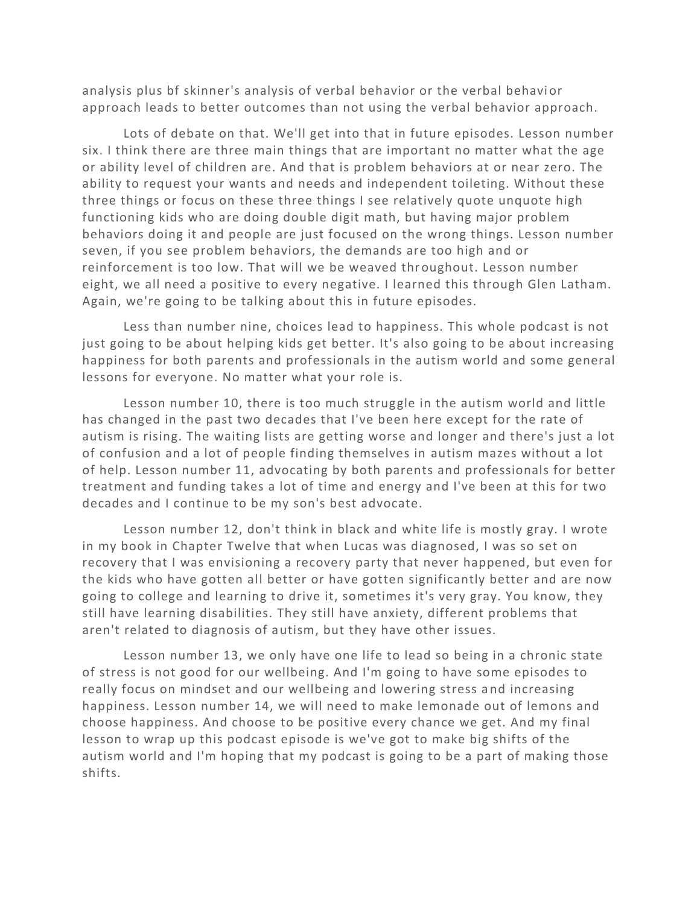analysis plus bf skinner's analysis of verbal behavior or the verbal behavior approach leads to better outcomes than not using the verbal behavior approach.

Lots of debate on that. We'll get into that in future episodes. Lesson number six. I think there are three main things that are important no matter what the age or ability level of children are. And that is problem behaviors at or near zero. The ability to request your wants and needs and independent toileting. Without these three things or focus on these three things I see relatively quote unquote high functioning kids who are doing double digit math, but having major problem behaviors doing it and people are just focused on the wrong things. Lesson number seven, if you see problem behaviors, the demands are too high and or reinforcement is too low. That will we be weaved throughout. Lesson number eight, we all need a positive to every negative. I learned this through Glen Latham. Again, we're going to be talking about this in future episodes.

Less than number nine, choices lead to happiness. This whole podcast is not just going to be about helping kids get better. It's also going to be about increasing happiness for both parents and professionals in the autism world and some general lessons for everyone. No matter what your role is.

Lesson number 10, there is too much struggle in the autism world and little has changed in the past two decades that I've been here except for the rate of autism is rising. The waiting lists are getting worse and longer and there's just a lot of confusion and a lot of people finding themselves in autism mazes without a lot of help. Lesson number 11, advocating by both parents and professionals for better treatment and funding takes a lot of time and energy and I've been at this for two decades and I continue to be my son's best advocate.

Lesson number 12, don't think in black and white life is mostly gray. I wrote in my book in Chapter Twelve that when Lucas was diagnosed, I was so set on recovery that I was envisioning a recovery party that never happened, but even for the kids who have gotten all better or have gotten significantly better and are now going to college and learning to drive it, sometimes it's very gray. You know, they still have learning disabilities. They still have anxiety, different problems that aren't related to diagnosis of autism, but they have other issues.

Lesson number 13, we only have one life to lead so being in a chronic state of stress is not good for our wellbeing. And I'm going to have some episodes to really focus on mindset and our wellbeing and lowering stress and increasing happiness. Lesson number 14, we will need to make lemonade out of lemons and choose happiness. And choose to be positive every chance we get. And my final lesson to wrap up this podcast episode is we've got to make big shifts of the autism world and I'm hoping that my podcast is going to be a part of making those shifts.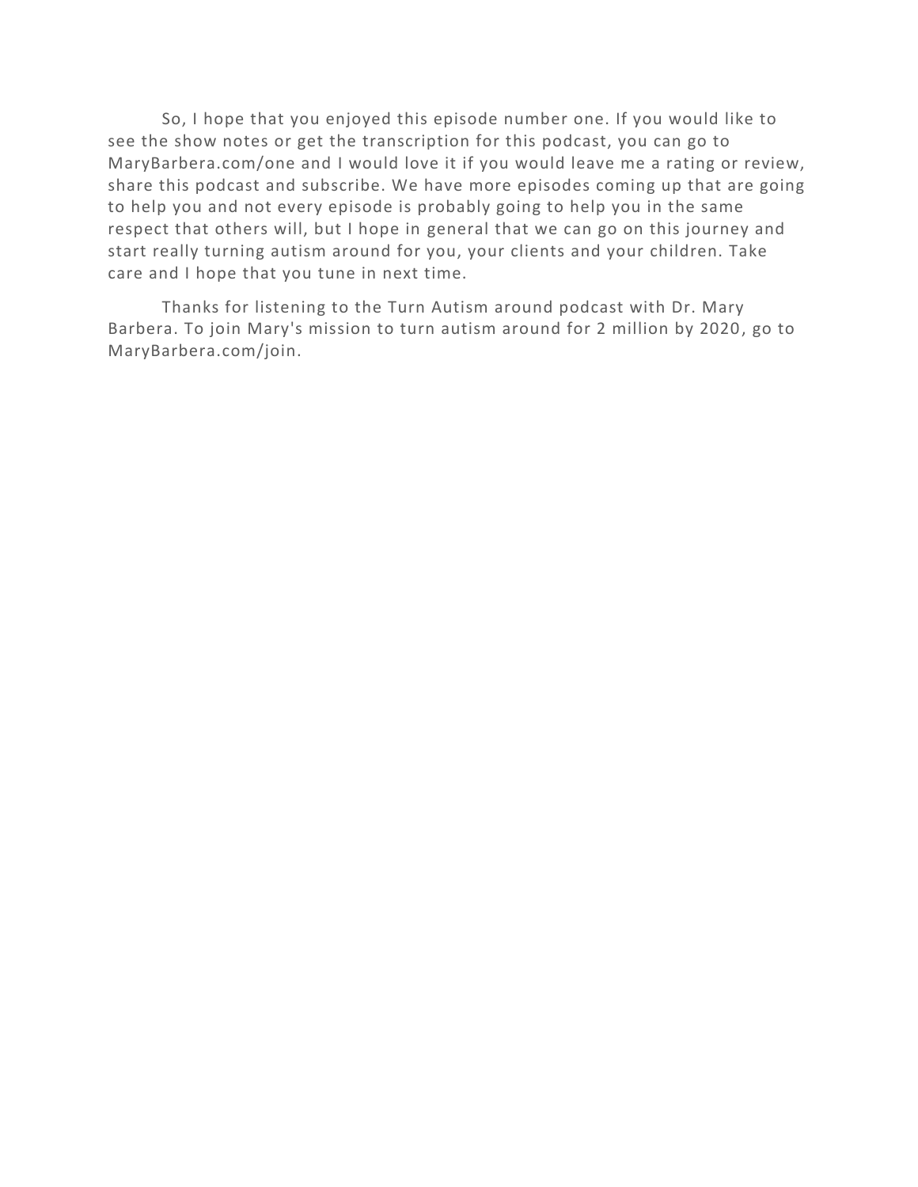So, I hope that you enjoyed this episode number one. If you would like to see the show notes or get the transcription for this podcast, you can go to MaryBarbera.com/one and I would love it if you would leave me a rating or review, share this podcast and subscribe. We have more episodes coming up that are going to help you and not every episode is probably going to help you in the same respect that others will, but I hope in general that we can go on this journey and start really turning autism around for you, your clients and your children. Take care and I hope that you tune in next time.

Thanks for listening to the Turn Autism around podcast with Dr. Mary Barbera. To join Mary's mission to turn autism around for 2 million by 2020, go to MaryBarbera.com/join.